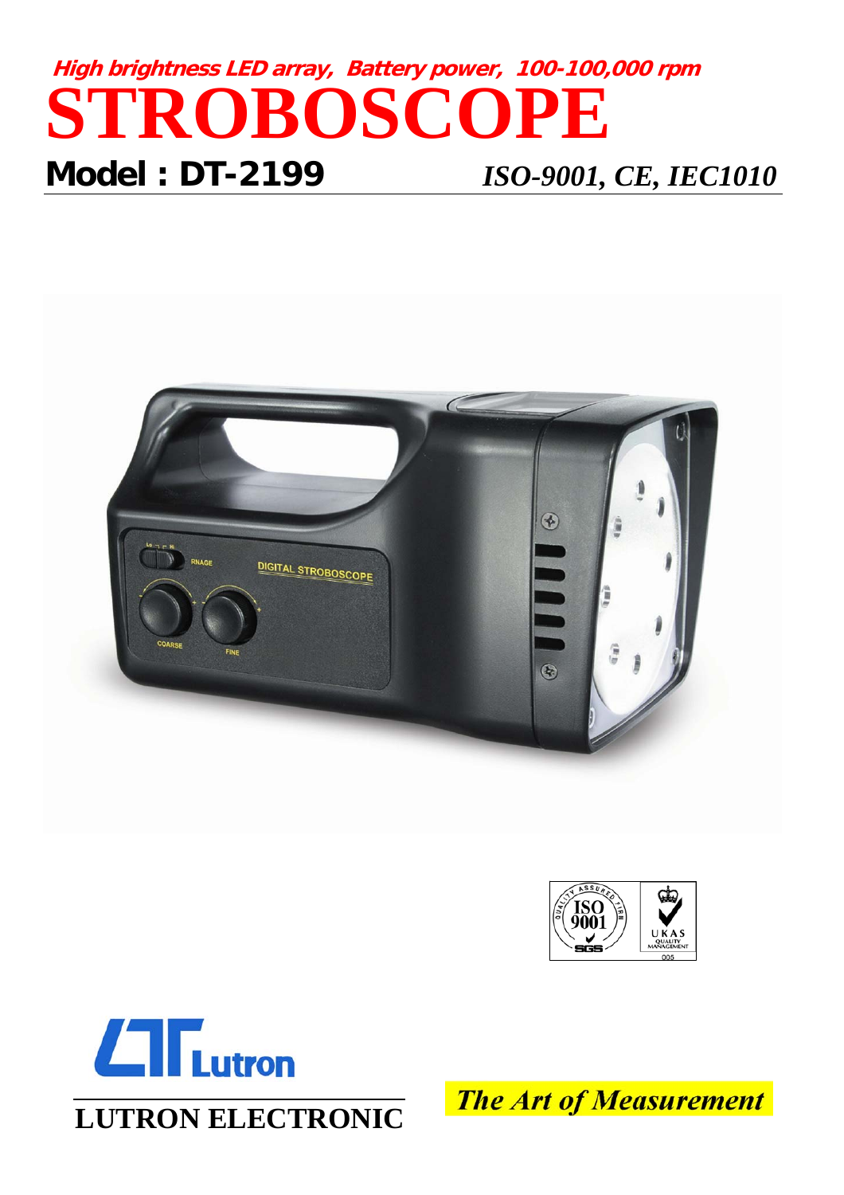**High brightness LED array, Battery power, 100-100,000 rpm**

# STROBOSCOPE

**Model : DT-2199** *ISO-9001, CE, IEC1010*

**LUTRON ELECTRONIC**

***The Art of Measurement***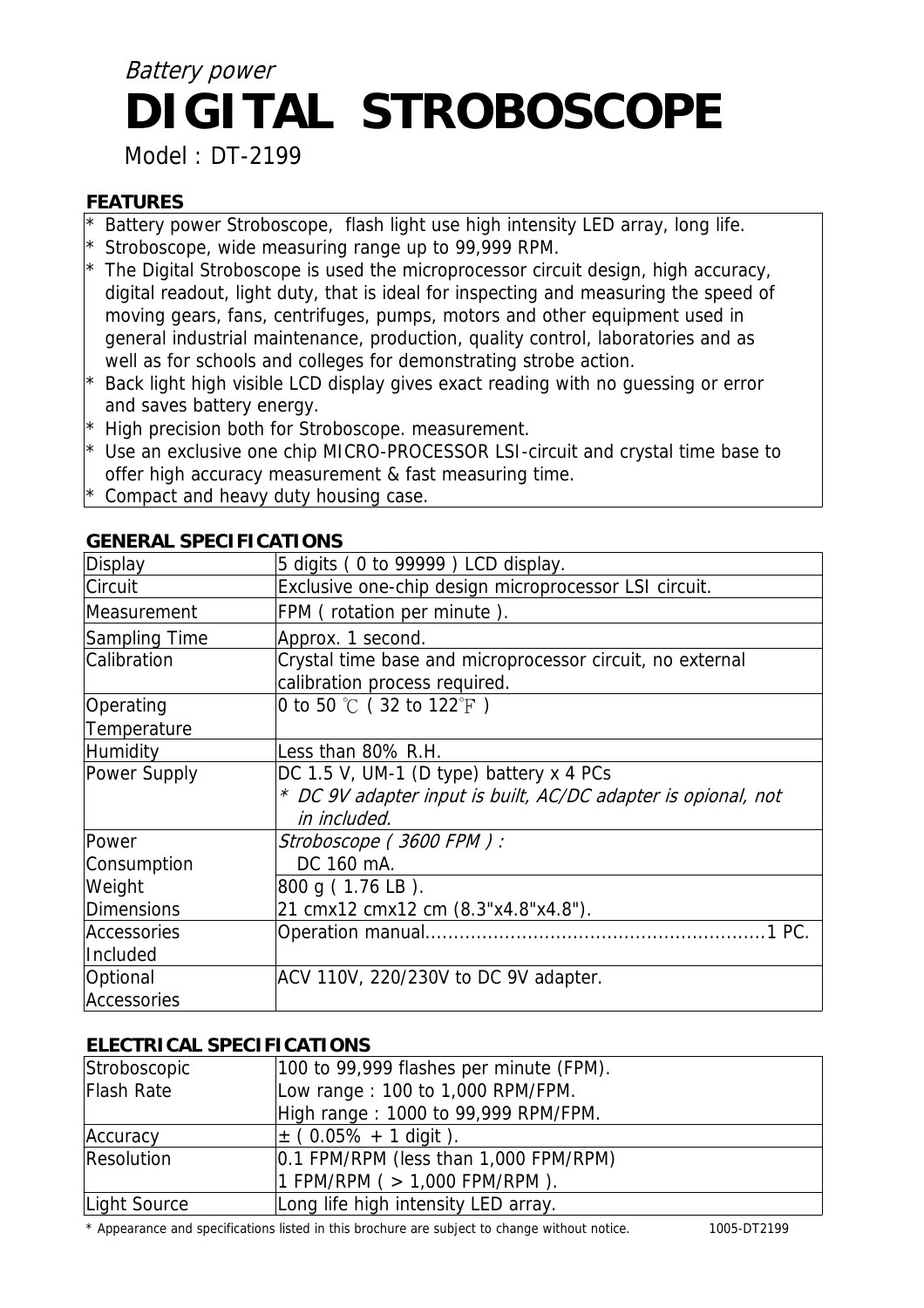*Battery power*

# DIGITAL STROBOSCOPE

Model : DT-2199

### FEATURES

- * Battery power Stroboscope, flash light use high intensity LED array, long life.
- * Stroboscope, wide measuring range up to 99,999 RPM.
- * The Digital Stroboscope is used the microprocessor circuit design, high accuracy, digital readout, light duty, that is ideal for inspecting and measuring the speed of moving gears, fans, centrifuges, pumps, motors and other equipment used in general industrial maintenance, production, quality control, laboratories and as well as for schools and colleges for demonstrating strobe action.
- * Back light high visible LCD display gives exact reading with no guessing or error and saves battery energy.
- * High precision both for Stroboscope. measurement.
- * Use an exclusive one chip MICRO-PROCESSOR LSI-circuit and crystal time base to offer high accuracy measurement & fast measuring time.
- * Compact and heavy duty housing case.

### GENERAL SPECIFICATIONS

| | |
|---|---|
| Display | 5 digits ( 0 to 99999 ) LCD display. |
| Circuit | Exclusive one-chip design microprocessor LSI circuit. |
| Measurement | FPM ( rotation per minute ). |
| Sampling Time | Approx. 1 second. |
| Calibration | Crystal time base and microprocessor circuit, no external calibration process required. |
| Operating Temperature | 0 to 50 ℃ ( 32 to 122℉ ) |
| Humidity | Less than 80% R.H. |
| Power Supply | DC 1.5 V, UM-1 (D type) battery x 4 PCs<br>*\* DC 9V adapter input is built, AC/DC adapter is opional, not in included.* |
| Power Consumption | *Stroboscope ( 3600 FPM ) :*<br>DC 160 mA. |
| Weight | 800 g ( 1.76 LB ). |
| Dimensions | 21 cmx12 cmx12 cm (8.3"x4.8"x4.8"). |
| Accessories Included | Operation manual...........................................................1 PC. |
| Optional Accessories | ACV 110V, 220/230V to DC 9V adapter. |

### ELECTRICAL SPECIFICATIONS

| | |
|---|---|
| Stroboscopic Flash Rate | 100 to 99,999 flashes per minute (FPM).<br>Low range : 100 to 1,000 RPM/FPM.<br>High range : 1000 to 99,999 RPM/FPM. |
| Accuracy | ± ( 0.05% + 1 digit ). |
| Resolution | 0.1 FPM/RPM (less than 1,000 FPM/RPM)<br>1 FPM/RPM ( > 1,000 FPM/RPM ). |
| Light Source | Long life high intensity LED array. |

\* Appearance and specifications listed in this brochure are subject to change without notice. 1005-DT2199